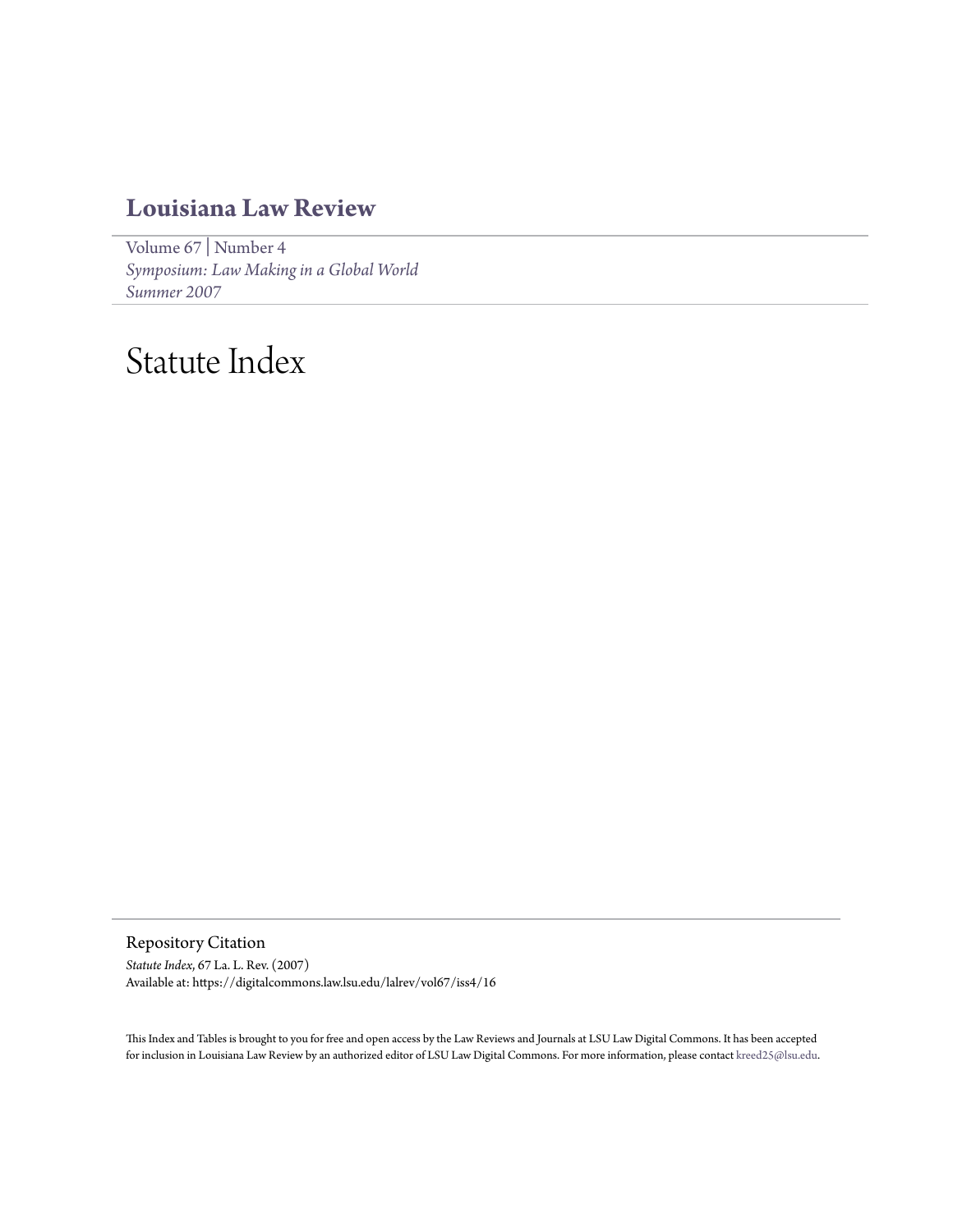# Louisiana Law Review

Volume 67 | Number 4
*Symposium: Law Making in a Global World*
*Summer 2007*

# Statute Index

## Repository Citation

*Statute Index*, 67 La. L. Rev. (2007)
Available at: https://digitalcommons.law.lsu.edu/lalrev/vol67/iss4/16

This Index and Tables is brought to you for free and open access by the Law Reviews and Journals at LSU Law Digital Commons. It has been accepted for inclusion in Louisiana Law Review by an authorized editor of LSU Law Digital Commons. For more information, please contact kreed25@lsu.edu.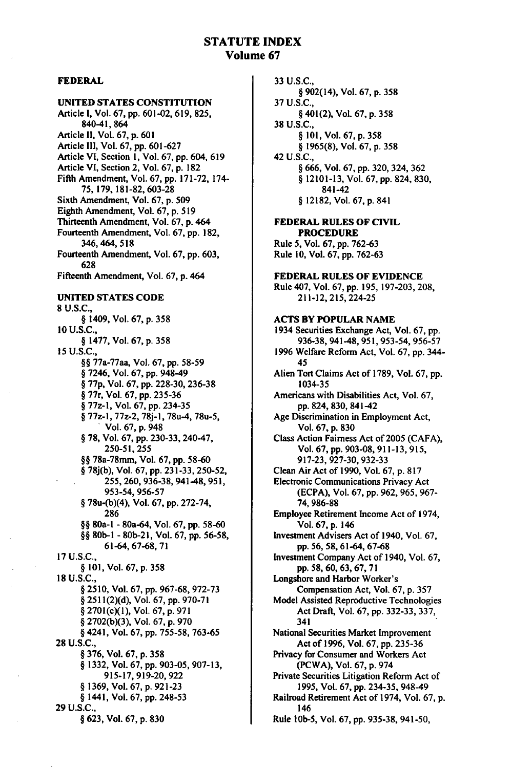# STATUTE INDEX
## Volume 67

### FEDERAL

#### UNITED STATES CONSTITUTION

Article I, Vol. 67, pp. 601-02, 619, 825, 840-41, 864
Article II, Vol. 67, p. 601
Article III, Vol. 67, pp. 601-627
Article VI, Section 1, Vol. 67, pp. 604, 619
Article VI, Section 2, Vol. 67, p. 182
Fifth Amendment, Vol. 67, pp. 171-72, 174-75, 179, 181-82, 603-28
Sixth Amendment, Vol. 67, p. 509
Eighth Amendment, Vol. 67, p. 519
Thirteenth Amendment, Vol. 67, p. 464
Fourteenth Amendment, Vol. 67, pp. 182, 346, 464, 518
Fourteenth Amendment, Vol. 67, pp. 603, 628
Fifteenth Amendment, Vol. 67, p. 464

#### UNITED STATES CODE

8 U.S.C.,
- § 1409, Vol. 67, p. 358

10 U.S.C.,
- § 1477, Vol. 67, p. 358

15 U.S.C.,
- §§ 77a-77aa, Vol. 67, pp. 58-59
- § 7246, Vol. 67, pp. 948-49
- § 77p, Vol. 67, pp. 228-30, 236-38
- § 77r, Vol. 67, pp. 235-36
- § 77z-1, Vol. 67, pp. 234-35
- § 77z-1, 77z-2, 78j-1, 78u-4, 78u-5, Vol. 67, p. 948
- § 78, Vol. 67, pp. 230-33, 240-47, 250-51, 255
- §§ 78a-78mm, Vol. 67, pp. 58-60
- § 78j(b), Vol. 67, pp. 231-33, 250-52, 255, 260, 936-38, 941-48, 951, 953-54, 956-57
- § 78u-(b)(4), Vol. 67, pp. 272-74, 286
- §§ 80a-1 - 80a-64, Vol. 67, pp. 58-60
- §§ 80b-1 - 80b-21, Vol. 67, pp. 56-58, 61-64, 67-68, 71

17 U.S.C.,
- § 101, Vol. 67, p. 358

18 U.S.C.,
- § 2510, Vol. 67, pp. 967-68, 972-73
- § 2511(2)(d), Vol. 67, pp. 970-71
- § 2701(c)(1), Vol. 67, p. 971
- § 2702(b)(3), Vol. 67, p. 970
- § 4241, Vol. 67, pp. 755-58, 763-65

28 U.S.C.,
- § 376, Vol. 67, p. 358
- § 1332, Vol. 67, pp. 903-05, 907-13, 915-17, 919-20, 922
- § 1369, Vol. 67, p. 921-23
- § 1441, Vol. 67, pp. 248-53

29 U.S.C.,
- § 623, Vol. 67, p. 830

33 U.S.C.,
- § 902(14), Vol. 67, p. 358

37 U.S.C.,
- § 401(2), Vol. 67, p. 358

38 U.S.C.,
- § 101, Vol. 67, p. 358
- § 1965(8), Vol. 67, p. 358

42 U.S.C.,
- § 666, Vol. 67, pp. 320, 324, 362
- § 12101-13, Vol. 67, pp. 824, 830, 841-42
- § 12182, Vol. 67, p. 841

#### FEDERAL RULES OF CIVIL PROCEDURE

Rule 5, Vol. 67, pp. 762-63
Rule 10, Vol. 67, pp. 762-63

#### FEDERAL RULES OF EVIDENCE

Rule 407, Vol. 67, pp. 195, 197-203, 208, 211-12, 215, 224-25

#### ACTS BY POPULAR NAME

1934 Securities Exchange Act, Vol. 67, pp. 936-38, 941-48, 951, 953-54, 956-57
1996 Welfare Reform Act, Vol. 67, pp. 344-45
Alien Tort Claims Act of 1789, Vol. 67, pp. 1034-35
Americans with Disabilities Act, Vol. 67, pp. 824, 830, 841-42
Age Discrimination in Employment Act, Vol. 67, p. 830
Class Action Fairness Act of 2005 (CAFA), Vol. 67, pp. 903-08, 911-13, 915, 917-23, 927-30, 932-33
Clean Air Act of 1990, Vol. 67, p. 817
Electronic Communications Privacy Act (ECPA), Vol. 67, pp. 962, 965, 967-74, 986-88
Employee Retirement Income Act of 1974, Vol. 67, p. 146
Investment Advisers Act of 1940, Vol. 67, pp. 56, 58, 61-64, 67-68
Investment Company Act of 1940, Vol. 67, pp. 58, 60, 63, 67, 71
Longshore and Harbor Worker's Compensation Act, Vol. 67, p. 357
Model Assisted Reproductive Technologies Act Draft, Vol. 67, pp. 332-33, 337, 341
National Securities Market Improvement Act of 1996, Vol. 67, pp. 235-36
Privacy for Consumer and Workers Act (PCWA), Vol. 67, p. 974
Private Securities Litigation Reform Act of 1995, Vol. 67, pp. 234-35, 948-49
Railroad Retirement Act of 1974, Vol. 67, p. 146
Rule 10b-5, Vol. 67, pp. 935-38, 941-50,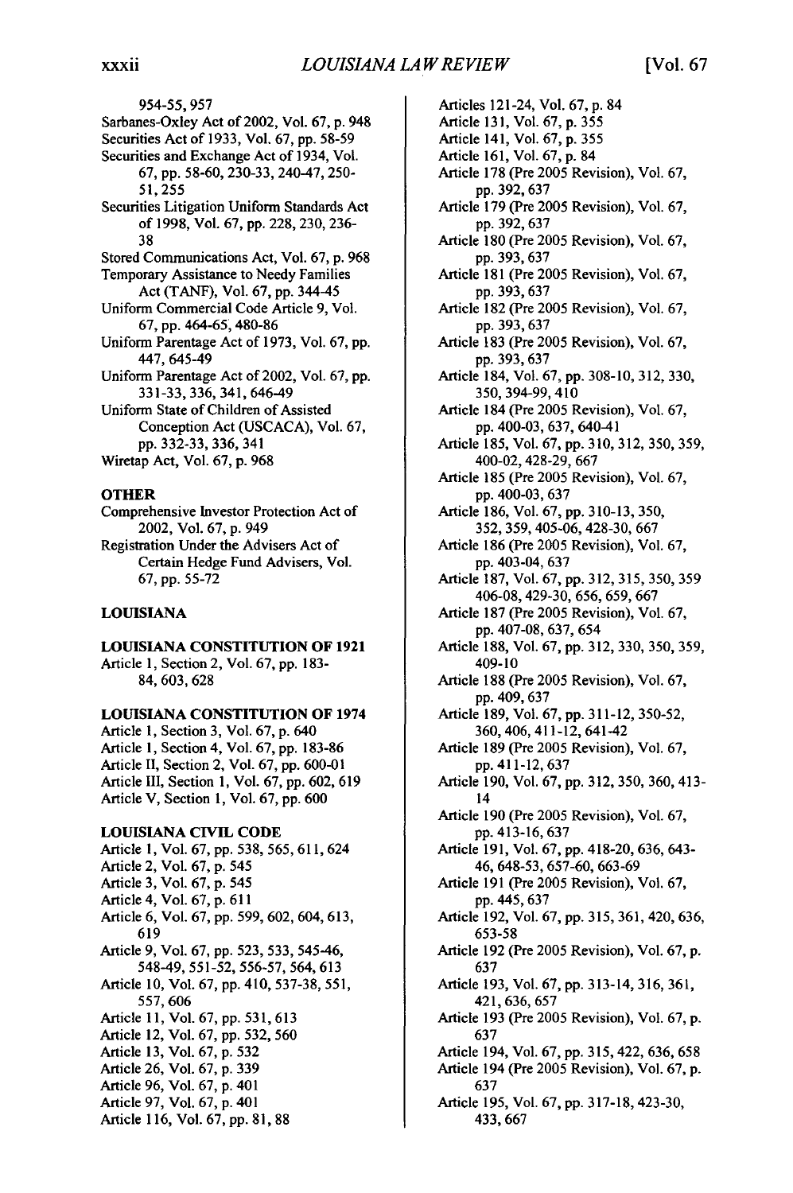954-55, 957

Sarbanes-Oxley Act of 2002, Vol. 67, p. 948

Securities Act of 1933, Vol. 67, pp. 58-59

Securities and Exchange Act of 1934, Vol. 67, pp. 58-60, 230-33, 240-47, 250-51, 255

Securities Litigation Uniform Standards Act of 1998, Vol. 67, pp. 228, 230, 236-38

Stored Communications Act, Vol. 67, p. 968

Temporary Assistance to Needy Families Act (TANF), Vol. 67, pp. 344-45

Uniform Commercial Code Article 9, Vol. 67, pp. 464-65, 480-86

Uniform Parentage Act of 1973, Vol. 67, pp. 447, 645-49

Uniform Parentage Act of 2002, Vol. 67, pp. 331-33, 336, 341, 646-49

Uniform State of Children of Assisted Conception Act (USCACA), Vol. 67, pp. 332-33, 336, 341

Wiretap Act, Vol. 67, p. 968

**OTHER**

Comprehensive Investor Protection Act of 2002, Vol. 67, p. 949

Registration Under the Advisers Act of Certain Hedge Fund Advisers, Vol. 67, pp. 55-72

**LOUISIANA**

**LOUISIANA CONSTITUTION OF 1921**

Article 1, Section 2, Vol. 67, pp. 183-84, 603, 628

**LOUISIANA CONSTITUTION OF 1974**

Article 1, Section 3, Vol. 67, p. 640

Article 1, Section 4, Vol. 67, pp. 183-86

Article II, Section 2, Vol. 67, pp. 600-01

Article III, Section 1, Vol. 67, pp. 602, 619

Article V, Section 1, Vol. 67, pp. 600

**LOUISIANA CIVIL CODE**

Article 1, Vol. 67, pp. 538, 565, 611, 624

Article 2, Vol. 67, p. 545

Article 3, Vol. 67, p. 545

Article 4, Vol. 67, p. 611

Article 6, Vol. 67, pp. 599, 602, 604, 613, 619

Article 9, Vol. 67, pp. 523, 533, 545-46, 548-49, 551-52, 556-57, 564, 613

Article 10, Vol. 67, pp. 410, 537-38, 551, 557, 606

Article 11, Vol. 67, pp. 531, 613

Article 12, Vol. 67, pp. 532, 560

Article 13, Vol. 67, p. 532

Article 26, Vol. 67, p. 339

Article 96, Vol. 67, p. 401

Article 97, Vol. 67, p. 401

Article 116, Vol. 67, pp. 81, 88

Articles 121-24, Vol. 67, p. 84

Article 131, Vol. 67, p. 355

Article 141, Vol. 67, p. 355

Article 161, Vol. 67, p. 84

Article 178 (Pre 2005 Revision), Vol. 67, pp. 392, 637

Article 179 (Pre 2005 Revision), Vol. 67, pp. 392, 637

Article 180 (Pre 2005 Revision), Vol. 67, pp. 393, 637

Article 181 (Pre 2005 Revision), Vol. 67, pp. 393, 637

Article 182 (Pre 2005 Revision), Vol. 67, pp. 393, 637

Article 183 (Pre 2005 Revision), Vol. 67, pp. 393, 637

Article 184, Vol. 67, pp. 308-10, 312, 330, 350, 394-99, 410

Article 184 (Pre 2005 Revision), Vol. 67, pp. 400-03, 637, 640-41

Article 185, Vol. 67, pp. 310, 312, 350, 359, 400-02, 428-29, 667

Article 185 (Pre 2005 Revision), Vol. 67, pp. 400-03, 637

Article 186, Vol. 67, pp. 310-13, 350, 352, 359, 405-06, 428-30, 667

Article 186 (Pre 2005 Revision), Vol. 67, pp. 403-04, 637

Article 187, Vol. 67, pp. 312, 315, 350, 359 406-08, 429-30, 656, 659, 667

Article 187 (Pre 2005 Revision), Vol. 67, pp. 407-08, 637, 654

Article 188, Vol. 67, pp. 312, 330, 350, 359, 409-10

Article 188 (Pre 2005 Revision), Vol. 67, pp. 409, 637

Article 189, Vol. 67, pp. 311-12, 350-52, 360, 406, 411-12, 641-42

Article 189 (Pre 2005 Revision), Vol. 67, pp. 411-12, 637

Article 190, Vol. 67, pp. 312, 350, 360, 413-14

Article 190 (Pre 2005 Revision), Vol. 67, pp. 413-16, 637

Article 191, Vol. 67, pp. 418-20, 636, 643-46, 648-53, 657-60, 663-69

Article 191 (Pre 2005 Revision), Vol. 67, pp. 445, 637

Article 192, Vol. 67, pp. 315, 361, 420, 636, 653-58

Article 192 (Pre 2005 Revision), Vol. 67, p. 637

Article 193, Vol. 67, pp. 313-14, 316, 361, 421, 636, 657

Article 193 (Pre 2005 Revision), Vol. 67, p. 637

Article 194, Vol. 67, pp. 315, 422, 636, 658

Article 194 (Pre 2005 Revision), Vol. 67, p. 637

Article 195, Vol. 67, pp. 317-18, 423-30, 433, 667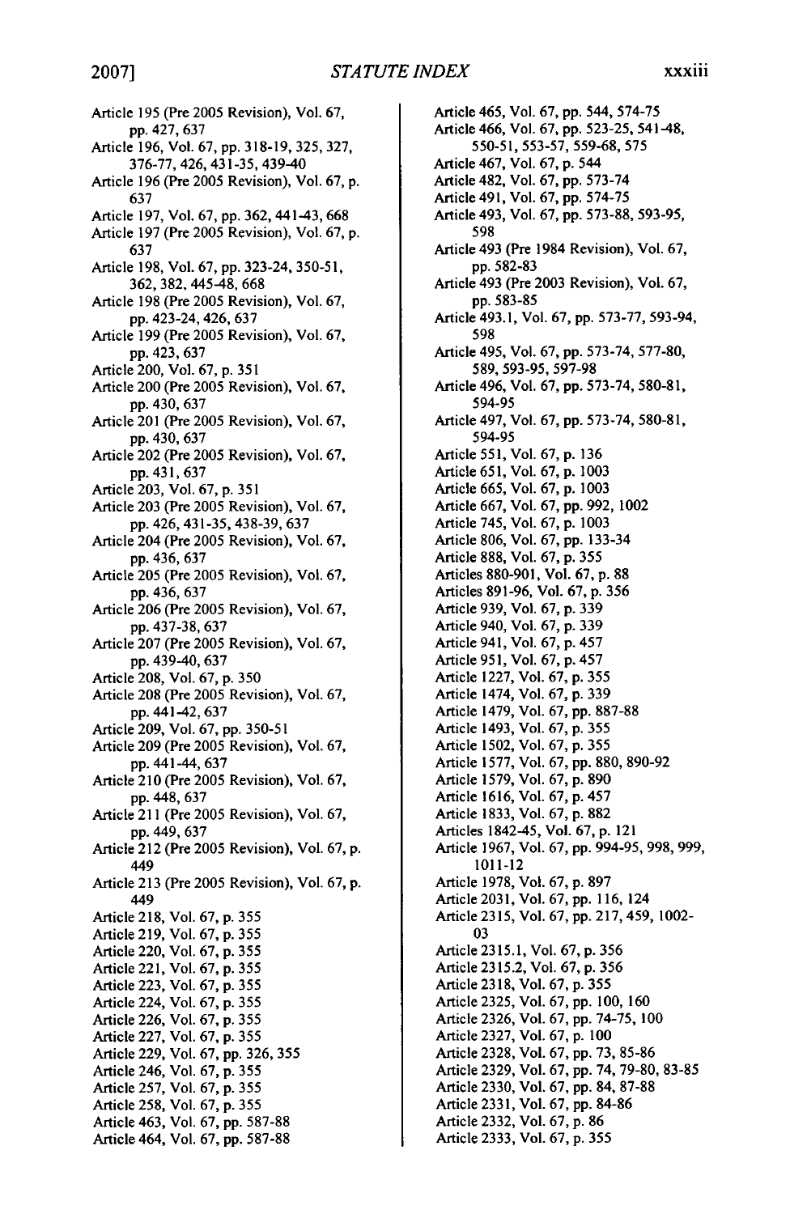Article 195 (Pre 2005 Revision), Vol. 67, pp. 427, 637

Article 196, Vol. 67, pp. 318-19, 325, 327, 376-77, 426, 431-35, 439-40

Article 196 (Pre 2005 Revision), Vol. 67, p. 637

Article 197, Vol. 67, pp. 362, 441-43, 668

Article 197 (Pre 2005 Revision), Vol. 67, p. 637

Article 198, Vol. 67, pp. 323-24, 350-51, 362, 382, 445-48, 668

Article 198 (Pre 2005 Revision), Vol. 67, pp. 423-24, 426, 637

Article 199 (Pre 2005 Revision), Vol. 67, pp. 423, 637

Article 200, Vol. 67, p. 351

Article 200 (Pre 2005 Revision), Vol. 67, pp. 430, 637

Article 201 (Pre 2005 Revision), Vol. 67, pp. 430, 637

Article 202 (Pre 2005 Revision), Vol. 67, pp. 431, 637

Article 203, Vol. 67, p. 351

Article 203 (Pre 2005 Revision), Vol. 67, pp. 426, 431-35, 438-39, 637

Article 204 (Pre 2005 Revision), Vol. 67, pp. 436, 637

Article 205 (Pre 2005 Revision), Vol. 67, pp. 436, 637

Article 206 (Pre 2005 Revision), Vol. 67, pp. 437-38, 637

Article 207 (Pre 2005 Revision), Vol. 67, pp. 439-40, 637

Article 208, Vol. 67, p. 350

Article 208 (Pre 2005 Revision), Vol. 67, pp. 441-42, 637

Article 209, Vol. 67, pp. 350-51

Article 209 (Pre 2005 Revision), Vol. 67, pp. 441-44, 637

Article 210 (Pre 2005 Revision), Vol. 67, pp. 448, 637

Article 211 (Pre 2005 Revision), Vol. 67, pp. 449, 637

Article 212 (Pre 2005 Revision), Vol. 67, p. 449

Article 213 (Pre 2005 Revision), Vol. 67, p. 449

Article 218, Vol. 67, p. 355

Article 219, Vol. 67, p. 355

Article 220, Vol. 67, p. 355

Article 221, Vol. 67, p. 355

Article 223, Vol. 67, p. 355

Article 224, Vol. 67, p. 355

Article 226, Vol. 67, p. 355

Article 227, Vol. 67, p. 355

Article 229, Vol. 67, pp. 326, 355

Article 246, Vol. 67, p. 355

Article 257, Vol. 67, p. 355

Article 258, Vol. 67, p. 355

Article 463, Vol. 67, pp. 587-88

Article 464, Vol. 67, pp. 587-88

Article 465, Vol. 67, pp. 544, 574-75

Article 466, Vol. 67, pp. 523-25, 541-48, 550-51, 553-57, 559-68, 575

Article 467, Vol. 67, p. 544

Article 482, Vol. 67, pp. 573-74

Article 491, Vol. 67, pp. 574-75

Article 493, Vol. 67, pp. 573-88, 593-95, 598

Article 493 (Pre 1984 Revision), Vol. 67, pp. 582-83

Article 493 (Pre 2003 Revision), Vol. 67, pp. 583-85

Article 493.1, Vol. 67, pp. 573-77, 593-94, 598

Article 495, Vol. 67, pp. 573-74, 577-80, 589, 593-95, 597-98

Article 496, Vol. 67, pp. 573-74, 580-81, 594-95

Article 497, Vol. 67, pp. 573-74, 580-81, 594-95

Article 551, Vol. 67, p. 136

Article 651, Vol. 67, p. 1003

Article 665, Vol. 67, p. 1003

Article 667, Vol. 67, pp. 992, 1002

Article 745, Vol. 67, p. 1003

Article 806, Vol. 67, pp. 133-34

Article 888, Vol. 67, p. 355

Articles 880-901, Vol. 67, p. 88

Articles 891-96, Vol. 67, p. 356

Article 939, Vol. 67, p. 339

Article 940, Vol. 67, p. 339

Article 941, Vol. 67, p. 457

Article 951, Vol. 67, p. 457

Article 1227, Vol. 67, p. 355

Article 1474, Vol. 67, p. 339

Article 1479, Vol. 67, pp. 887-88

Article 1493, Vol. 67, p. 355

Article 1502, Vol. 67, p. 355

Article 1577, Vol. 67, pp. 880, 890-92

Article 1579, Vol. 67, p. 890

Article 1616, Vol. 67, p. 457

Article 1833, Vol. 67, p. 882

Articles 1842-45, Vol. 67, p. 121

Article 1967, Vol. 67, pp. 994-95, 998, 999, 1011-12

Article 1978, Vol. 67, p. 897

Article 2031, Vol. 67, pp. 116, 124

Article 2315, Vol. 67, pp. 217, 459, 1002-03

Article 2315.1, Vol. 67, p. 356

Article 2315.2, Vol. 67, p. 356

Article 2318, Vol. 67, p. 355

Article 2325, Vol. 67, pp. 100, 160

Article 2326, Vol. 67, pp. 74-75, 100

Article 2327, Vol. 67, p. 100

Article 2328, Vol. 67, pp. 73, 85-86

Article 2329, Vol. 67, pp. 74, 79-80, 83-85

Article 2330, Vol. 67, pp. 84, 87-88

Article 2331, Vol. 67, pp. 84-86

Article 2332, Vol. 67, p. 86

Article 2333, Vol. 67, p. 355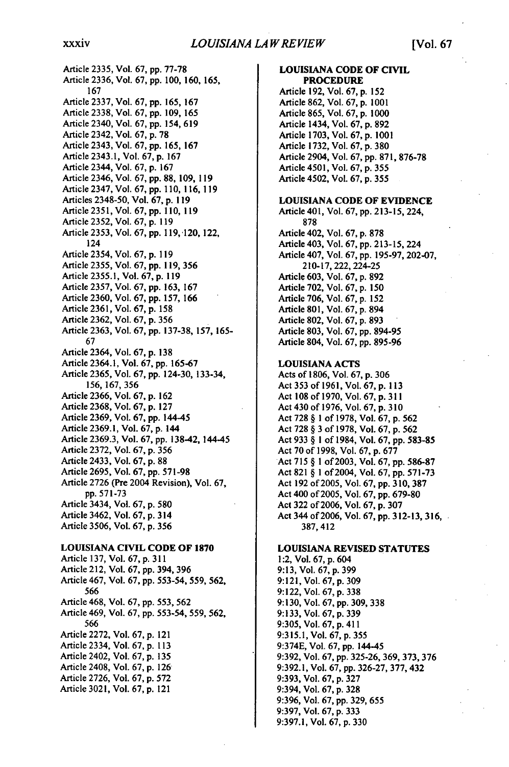Article 2335, Vol. 67, pp. 77-78
Article 2336, Vol. 67, pp. 100, 160, 165, 167
Article 2337, Vol. 67, pp. 165, 167
Article 2338, Vol. 67, pp. 109, 165
Article 2340, Vol. 67, pp. 154, 619
Article 2342, Vol. 67, p. 78
Article 2343, Vol. 67, pp. 165, 167
Article 2343.1, Vol. 67, p. 167
Article 2344, Vol. 67, p. 167
Article 2346, Vol. 67, pp. 88, 109, 119
Article 2347, Vol. 67, pp. 110, 116, 119
Articles 2348-50, Vol. 67, p. 119
Article 2351, Vol. 67, pp. 110, 119
Article 2352, Vol. 67, p. 119
Article 2353, Vol. 67, pp. 119, 120, 122, 124
Article 2354, Vol. 67, p. 119
Article 2355, Vol. 67, pp. 119, 356
Article 2355.1, Vol. 67, p. 119
Article 2357, Vol. 67, pp. 163, 167
Article 2360, Vol. 67, pp. 157, 166
Article 2361, Vol. 67, p. 158
Article 2362, Vol. 67, p. 356
Article 2363, Vol. 67, pp. 137-38, 157, 165-67
Article 2364, Vol. 67, p. 138
Article 2364.1, Vol. 67, pp. 165-67
Article 2365, Vol. 67, pp. 124-30, 133-34, 156, 167, 356
Article 2366, Vol. 67, p. 162
Article 2368, Vol. 67, p. 127
Article 2369, Vol. 67, pp. 144-45
Article 2369.1, Vol. 67, p. 144
Article 2369.3, Vol. 67, pp. 138-42, 144-45
Article 2372, Vol. 67, p. 356
Article 2433, Vol. 67, p. 88
Article 2695, Vol. 67, pp. 571-98
Article 2726 (Pre 2004 Revision), Vol. 67, pp. 571-73
Article 3434, Vol. 67, p. 580
Article 3462, Vol. 67, p. 314
Article 3506, Vol. 67, p. 356

**LOUISIANA CIVIL CODE OF 1870**

Article 137, Vol. 67, p. 311
Article 212, Vol. 67, pp. 394, 396
Article 467, Vol. 67, pp. 553-54, 559, 562, 566
Article 468, Vol. 67, pp. 553, 562
Article 469, Vol. 67, pp. 553-54, 559, 562, 566
Article 2272, Vol. 67, p. 121
Article 2334, Vol. 67, p. 113
Article 2402, Vol. 67, p. 135
Article 2408, Vol. 67, p. 126
Article 2726, Vol. 67, p. 572
Article 3021, Vol. 67, p. 121

**LOUISIANA CODE OF CIVIL PROCEDURE**

Article 192, Vol. 67, p. 152
Article 862, Vol. 67, p. 1001
Article 865, Vol. 67, p. 1000
Article 1434, Vol. 67, p. 892
Article 1703, Vol. 67, p. 1001
Article 1732, Vol. 67, p. 380
Article 2904, Vol. 67, pp. 871, 876-78
Article 4501, Vol. 67, p. 355
Article 4502, Vol. 67, p. 355

**LOUISIANA CODE OF EVIDENCE**

Article 401, Vol. 67, pp. 213-15, 224, 878
Article 402, Vol. 67, p. 878
Article 403, Vol. 67, pp. 213-15, 224
Article 407, Vol. 67, pp. 195-97, 202-07, 210-17, 222, 224-25
Article 603, Vol. 67, p. 892
Article 702, Vol. 67, p. 150
Article 706, Vol. 67, p. 152
Article 801, Vol. 67, p. 894
Article 802, Vol. 67, p. 893
Article 803, Vol. 67, pp. 894-95
Article 804, Vol. 67, pp. 895-96

**LOUISIANA ACTS**

Acts of 1806, Vol. 67, p. 306
Act 353 of 1961, Vol. 67, p. 113
Act 108 of 1970, Vol. 67, p. 311
Act 430 of 1976, Vol. 67, p. 310
Act 728 § 1 of 1978, Vol. 67, p. 562
Act 728 § 3 of 1978, Vol. 67, p. 562
Act 933 § 1 of 1984, Vol. 67, pp. 583-85
Act 70 of 1998, Vol. 67, p. 677
Act 715 § 1 of 2003, Vol. 67, pp. 586-87
Act 821 § 1 of 2004, Vol. 67, pp. 571-73
Act 192 of 2005, Vol. 67, pp. 310, 387
Act 400 of 2005, Vol. 67, pp. 679-80
Act 322 of 2006, Vol. 67, p. 307
Act 344 of 2006, Vol. 67, pp. 312-13, 316, 387, 412

**LOUISIANA REVISED STATUTES**

1:2, Vol. 67, p. 604
9:13, Vol. 67, p. 399
9:121, Vol. 67, p. 309
9:122, Vol. 67, p. 338
9:130, Vol. 67, pp. 309, 338
9:133, Vol. 67, p. 339
9:305, Vol. 67, p. 411
9:315.1, Vol. 67, p. 355
9:374E, Vol. 67, pp. 144-45
9:392, Vol. 67, pp. 325-26, 369, 373, 376
9:392.1, Vol. 67, pp. 326-27, 377, 432
9:393, Vol. 67, p. 327
9:394, Vol. 67, p. 328
9:396, Vol. 67, pp. 329, 655
9:397, Vol. 67, p. 333
9:397.1, Vol. 67, p. 330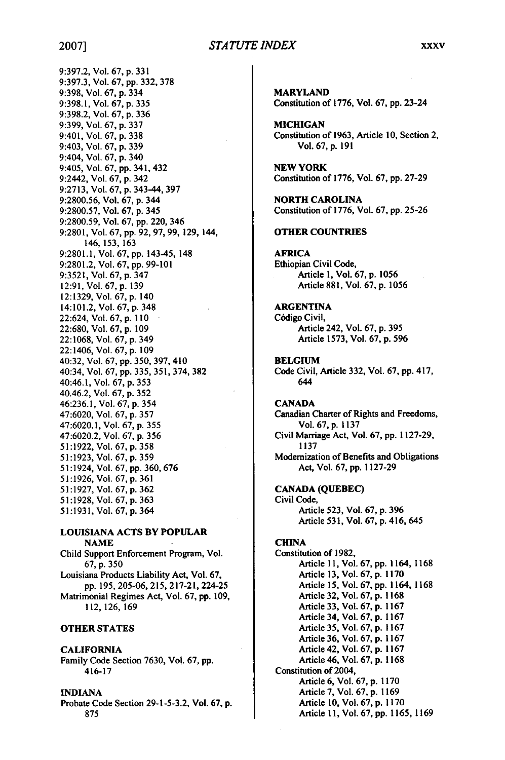9:397.2, Vol. 67, p. 331
9:397.3, Vol. 67, pp. 332, 378
9:398, Vol. 67, p. 334
9:398.1, Vol. 67, p. 335
9:398.2, Vol. 67, p. 336
9:399, Vol. 67, p. 337
9:401, Vol. 67, p. 338
9:403, Vol. 67, p. 339
9:404, Vol. 67, p. 340
9:405, Vol. 67, pp. 341, 432
9:2442, Vol. 67, p. 342
9:2713, Vol. 67, p. 343-44, 397
9:2800.56, Vol. 67, p. 344
9:2800.57, Vol. 67, p. 345
9:2800.59, Vol. 67, pp. 220, 346
9:2801, Vol. 67, pp. 92, 97, 99, 129, 144, 146, 153, 163
9:2801.1, Vol. 67, pp. 143-45, 148
9:2801.2, Vol. 67, pp. 99-101
9:3521, Vol. 67, p. 347
12:91, Vol. 67, p. 139
12:1329, Vol. 67, p. 140
14:101.2, Vol. 67, p. 348
22:624, Vol. 67, p. 110
22:680, Vol. 67, p. 109
22:1068, Vol. 67, p. 349
22:1406, Vol. 67, p. 109
40:32, Vol. 67, pp. 350, 397, 410
40:34, Vol. 67, pp. 335, 351, 374, 382
40:46.1, Vol. 67, p. 353
40.46.2, Vol. 67, p. 352
46:236.1, Vol. 67, p. 354
47:6020, Vol. 67, p. 357
47:6020.1, Vol. 67, p. 355
47:6020.2, Vol. 67, p. 356
51:1922, Vol. 67, p. 358
51:1923, Vol. 67, p. 359
51:1924, Vol. 67, pp. 360, 676
51:1926, Vol. 67, p. 361
51:1927, Vol. 67, p. 362
51:1928, Vol. 67, p. 363
51:1931, Vol. 67, p. 364

**LOUISIANA ACTS BY POPULAR NAME**

Child Support Enforcement Program, Vol. 67, p. 350
Louisiana Products Liability Act, Vol. 67, pp. 195, 205-06, 215, 217-21, 224-25
Matrimonial Regimes Act, Vol. 67, pp. 109, 112, 126, 169

**OTHER STATES**

**CALIFORNIA**
Family Code Section 7630, Vol. 67, pp. 416-17

**INDIANA**
Probate Code Section 29-1-5-3.2, Vol. 67, p. 875

**MARYLAND**
Constitution of 1776, Vol. 67, pp. 23-24

**MICHIGAN**
Constitution of 1963, Article 10, Section 2, Vol. 67, p. 191

**NEW YORK**
Constitution of 1776, Vol. 67, pp. 27-29

**NORTH CAROLINA**
Constitution of 1776, Vol. 67, pp. 25-26

**OTHER COUNTRIES**

**AFRICA**
Ethiopian Civil Code,
- Article 1, Vol. 67, p. 1056
- Article 881, Vol. 67, p. 1056

**ARGENTINA**
Código Civil,
- Article 242, Vol. 67, p. 395
- Article 1573, Vol. 67, p. 596

**BELGIUM**
Code Civil, Article 332, Vol. 67, pp. 417, 644

**CANADA**
Canadian Charter of Rights and Freedoms, Vol. 67, p. 1137
Civil Marriage Act, Vol. 67, pp. 1127-29, 1137
Modernization of Benefits and Obligations Act, Vol. 67, pp. 1127-29

**CANADA (QUEBEC)**
Civil Code,
- Article 523, Vol. 67, p. 396
- Article 531, Vol. 67, p. 416, 645

**CHINA**
Constitution of 1982,
- Article 11, Vol. 67, pp. 1164, 1168
- Article 13, Vol. 67, p. 1170
- Article 15, Vol. 67, pp. 1164, 1168
- Article 32, Vol. 67, p. 1168
- Article 33, Vol. 67, p. 1167
- Article 34, Vol. 67, p. 1167
- Article 35, Vol. 67, p. 1167
- Article 36, Vol. 67, p. 1167
- Article 42, Vol. 67, p. 1167
- Article 46, Vol. 67, p. 1168

Constitution of 2004,
- Article 6, Vol. 67, p. 1170
- Article 7, Vol. 67, p. 1169
- Article 10, Vol. 67, p. 1170
- Article 11, Vol. 67, pp. 1165, 1169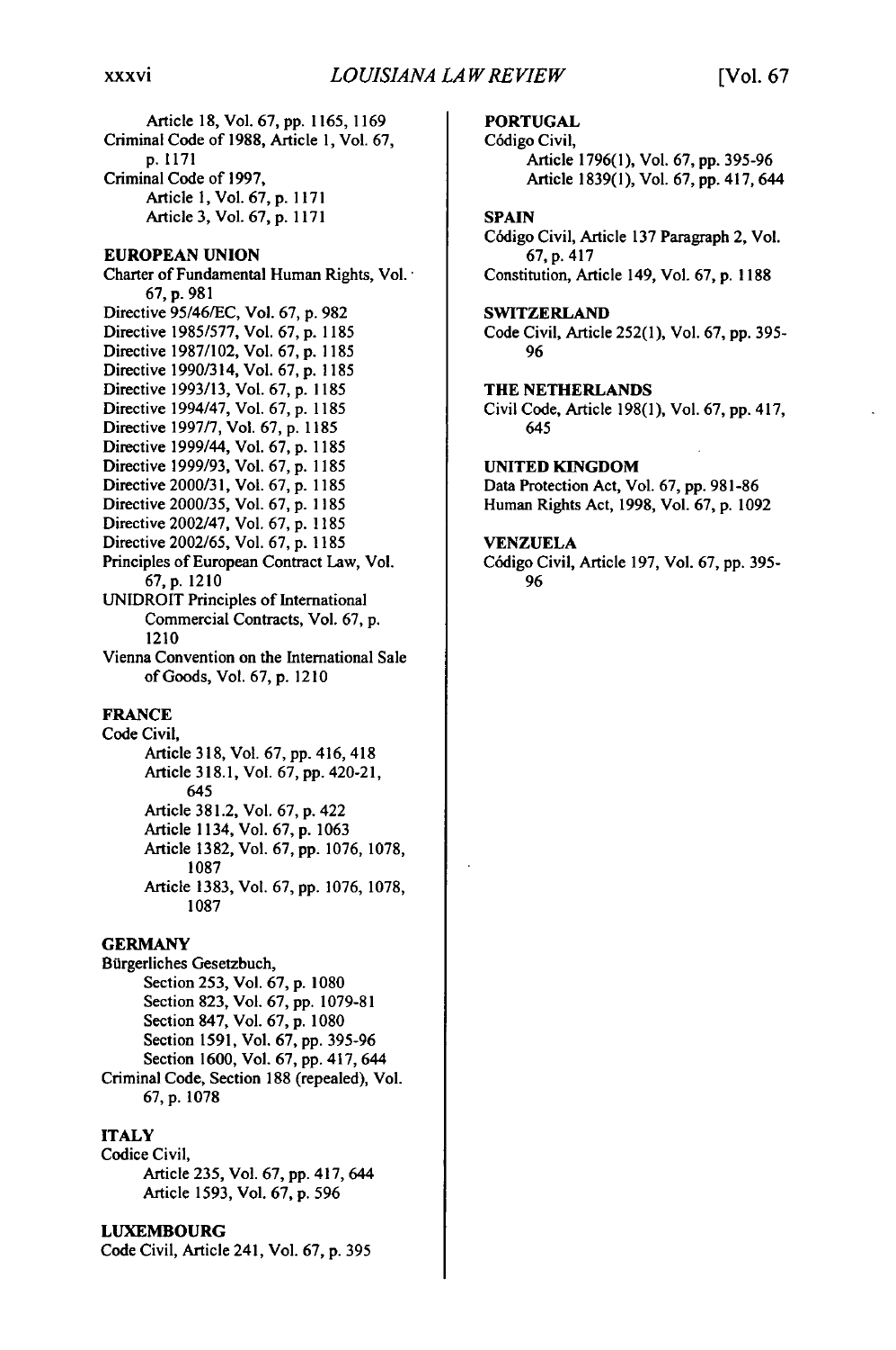Article 18, Vol. 67, pp. 1165, 1169

Criminal Code of 1988, Article 1, Vol. 67, p. 1171

Criminal Code of 1997,

- Article 1, Vol. 67, p. 1171
- Article 3, Vol. 67, p. 1171

**EUROPEAN UNION**

Charter of Fundamental Human Rights, Vol. 67, p. 981

Directive 95/46/EC, Vol. 67, p. 982

Directive 1985/577, Vol. 67, p. 1185

Directive 1987/102, Vol. 67, p. 1185

Directive 1990/314, Vol. 67, p. 1185

Directive 1993/13, Vol. 67, p. 1185

Directive 1994/47, Vol. 67, p. 1185

Directive 1997/7, Vol. 67, p. 1185

Directive 1999/44, Vol. 67, p. 1185

Directive 1999/93, Vol. 67, p. 1185

Directive 2000/31, Vol. 67, p. 1185

Directive 2000/35, Vol. 67, p. 1185

Directive 2002/47, Vol. 67, p. 1185

Directive 2002/65, Vol. 67, p. 1185

Principles of European Contract Law, Vol. 67, p. 1210

UNIDROIT Principles of International Commercial Contracts, Vol. 67, p. 1210

Vienna Convention on the International Sale of Goods, Vol. 67, p. 1210

**FRANCE**

Code Civil,

- Article 318, Vol. 67, pp. 416, 418
- Article 318.1, Vol. 67, pp. 420-21, 645
- Article 381.2, Vol. 67, p. 422
- Article 1134, Vol. 67, p. 1063
- Article 1382, Vol. 67, pp. 1076, 1078, 1087
- Article 1383, Vol. 67, pp. 1076, 1078, 1087

**GERMANY**

Bürgerliches Gesetzbuch,

- Section 253, Vol. 67, p. 1080
- Section 823, Vol. 67, pp. 1079-81
- Section 847, Vol. 67, p. 1080
- Section 1591, Vol. 67, pp. 395-96
- Section 1600, Vol. 67, pp. 417, 644

Criminal Code, Section 188 (repealed), Vol. 67, p. 1078

**ITALY**

Codice Civil,

- Article 235, Vol. 67, pp. 417, 644
- Article 1593, Vol. 67, p. 596

**LUXEMBOURG**

Code Civil, Article 241, Vol. 67, p. 395

**PORTUGAL**

Código Civil,

- Article 1796(1), Vol. 67, pp. 395-96
- Article 1839(1), Vol. 67, pp. 417, 644

**SPAIN**

Código Civil, Article 137 Paragraph 2, Vol. 67, p. 417

Constitution, Article 149, Vol. 67, p. 1188

**SWITZERLAND**

Code Civil, Article 252(1), Vol. 67, pp. 395-96

**THE NETHERLANDS**

Civil Code, Article 198(1), Vol. 67, pp. 417, 645

**UNITED KINGDOM**

Data Protection Act, Vol. 67, pp. 981-86

Human Rights Act, 1998, Vol. 67, p. 1092

**VENZUELA**

Código Civil, Article 197, Vol. 67, pp. 395-96